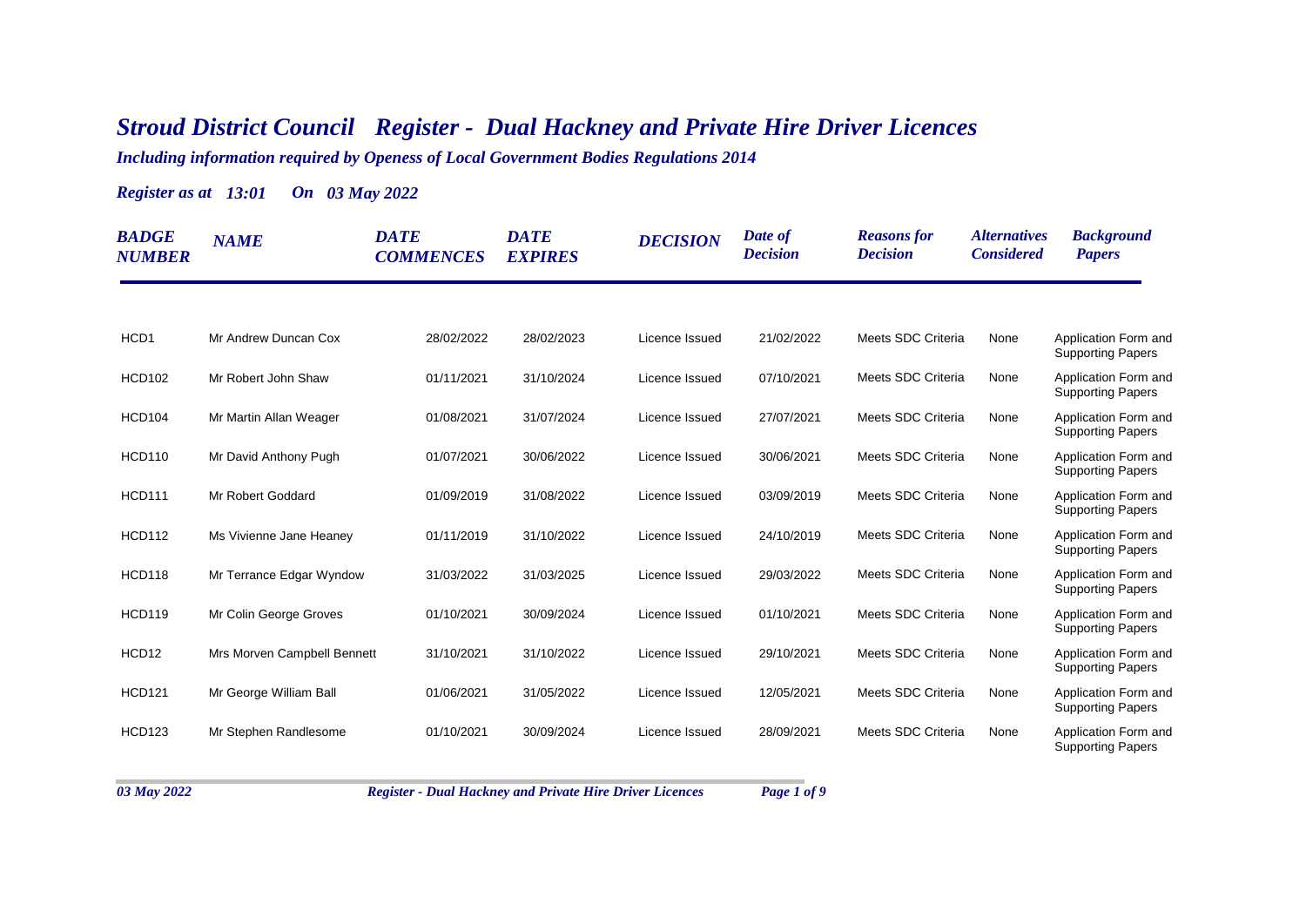# *Stroud District Council Register - Dual Hackney and Private Hire Driver Licences*

***Including information required by Openess of Local Government Bodies Regulations 2014***

***Register as at 13:01 On 03 May 2022***

| BADGE NUMBER | NAME | DATE COMMENCES | DATE EXPIRES | DECISION | Date of Decision | Reasons for Decision | Alternatives Considered | Background Papers |
|---|---|---|---|---|---|---|---|---|
| HCD1 | Mr Andrew Duncan Cox | 28/02/2022 | 28/02/2023 | Licence Issued | 21/02/2022 | Meets SDC Criteria | None | Application Form and Supporting Papers |
| HCD102 | Mr Robert John Shaw | 01/11/2021 | 31/10/2024 | Licence Issued | 07/10/2021 | Meets SDC Criteria | None | Application Form and Supporting Papers |
| HCD104 | Mr Martin Allan Weager | 01/08/2021 | 31/07/2024 | Licence Issued | 27/07/2021 | Meets SDC Criteria | None | Application Form and Supporting Papers |
| HCD110 | Mr David Anthony Pugh | 01/07/2021 | 30/06/2022 | Licence Issued | 30/06/2021 | Meets SDC Criteria | None | Application Form and Supporting Papers |
| HCD111 | Mr Robert Goddard | 01/09/2019 | 31/08/2022 | Licence Issued | 03/09/2019 | Meets SDC Criteria | None | Application Form and Supporting Papers |
| HCD112 | Ms Vivienne Jane Heaney | 01/11/2019 | 31/10/2022 | Licence Issued | 24/10/2019 | Meets SDC Criteria | None | Application Form and Supporting Papers |
| HCD118 | Mr Terrance Edgar Wyndow | 31/03/2022 | 31/03/2025 | Licence Issued | 29/03/2022 | Meets SDC Criteria | None | Application Form and Supporting Papers |
| HCD119 | Mr Colin George Groves | 01/10/2021 | 30/09/2024 | Licence Issued | 01/10/2021 | Meets SDC Criteria | None | Application Form and Supporting Papers |
| HCD12 | Mrs Morven Campbell Bennett | 31/10/2021 | 31/10/2022 | Licence Issued | 29/10/2021 | Meets SDC Criteria | None | Application Form and Supporting Papers |
| HCD121 | Mr George William Ball | 01/06/2021 | 31/05/2022 | Licence Issued | 12/05/2021 | Meets SDC Criteria | None | Application Form and Supporting Papers |
| HCD123 | Mr Stephen Randlesome | 01/10/2021 | 30/09/2024 | Licence Issued | 28/09/2021 | Meets SDC Criteria | None | Application Form and Supporting Papers |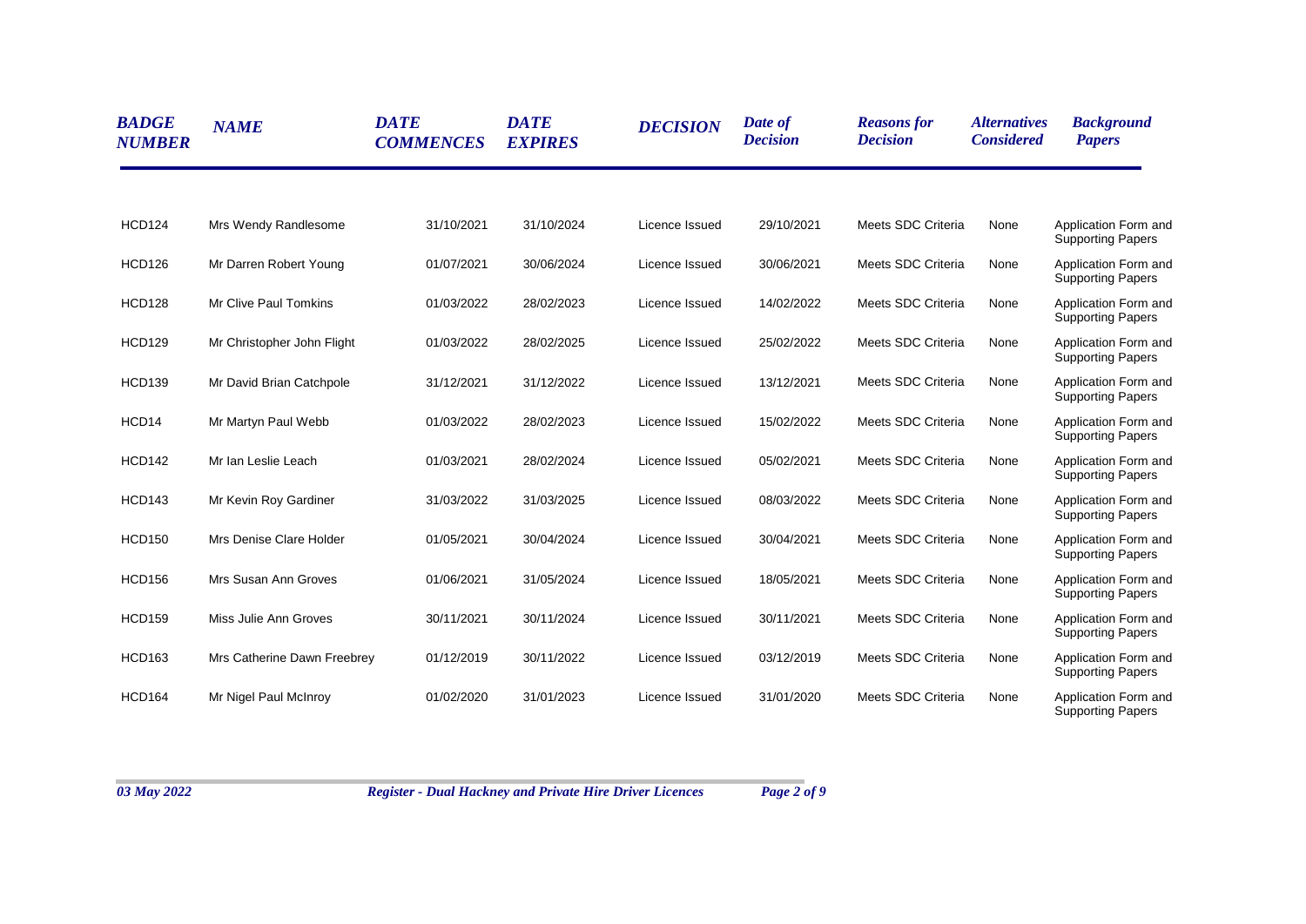| BADGE NUMBER | NAME | DATE COMMENCES | DATE EXPIRES | DECISION | Date of Decision | Reasons for Decision | Alternatives Considered | Background Papers |
|---|---|---|---|---|---|---|---|---|
| HCD124 | Mrs Wendy Randlesome | 31/10/2021 | 31/10/2024 | Licence Issued | 29/10/2021 | Meets SDC Criteria | None | Application Form and Supporting Papers |
| HCD126 | Mr Darren Robert Young | 01/07/2021 | 30/06/2024 | Licence Issued | 30/06/2021 | Meets SDC Criteria | None | Application Form and Supporting Papers |
| HCD128 | Mr Clive Paul Tomkins | 01/03/2022 | 28/02/2023 | Licence Issued | 14/02/2022 | Meets SDC Criteria | None | Application Form and Supporting Papers |
| HCD129 | Mr Christopher John Flight | 01/03/2022 | 28/02/2025 | Licence Issued | 25/02/2022 | Meets SDC Criteria | None | Application Form and Supporting Papers |
| HCD139 | Mr David Brian Catchpole | 31/12/2021 | 31/12/2022 | Licence Issued | 13/12/2021 | Meets SDC Criteria | None | Application Form and Supporting Papers |
| HCD14 | Mr Martyn Paul Webb | 01/03/2022 | 28/02/2023 | Licence Issued | 15/02/2022 | Meets SDC Criteria | None | Application Form and Supporting Papers |
| HCD142 | Mr Ian Leslie Leach | 01/03/2021 | 28/02/2024 | Licence Issued | 05/02/2021 | Meets SDC Criteria | None | Application Form and Supporting Papers |
| HCD143 | Mr Kevin Roy Gardiner | 31/03/2022 | 31/03/2025 | Licence Issued | 08/03/2022 | Meets SDC Criteria | None | Application Form and Supporting Papers |
| HCD150 | Mrs Denise Clare Holder | 01/05/2021 | 30/04/2024 | Licence Issued | 30/04/2021 | Meets SDC Criteria | None | Application Form and Supporting Papers |
| HCD156 | Mrs Susan Ann Groves | 01/06/2021 | 31/05/2024 | Licence Issued | 18/05/2021 | Meets SDC Criteria | None | Application Form and Supporting Papers |
| HCD159 | Miss Julie Ann Groves | 30/11/2021 | 30/11/2024 | Licence Issued | 30/11/2021 | Meets SDC Criteria | None | Application Form and Supporting Papers |
| HCD163 | Mrs Catherine Dawn Freebrey | 01/12/2019 | 30/11/2022 | Licence Issued | 03/12/2019 | Meets SDC Criteria | None | Application Form and Supporting Papers |
| HCD164 | Mr Nigel Paul McInroy | 01/02/2020 | 31/01/2023 | Licence Issued | 31/01/2020 | Meets SDC Criteria | None | Application Form and Supporting Papers |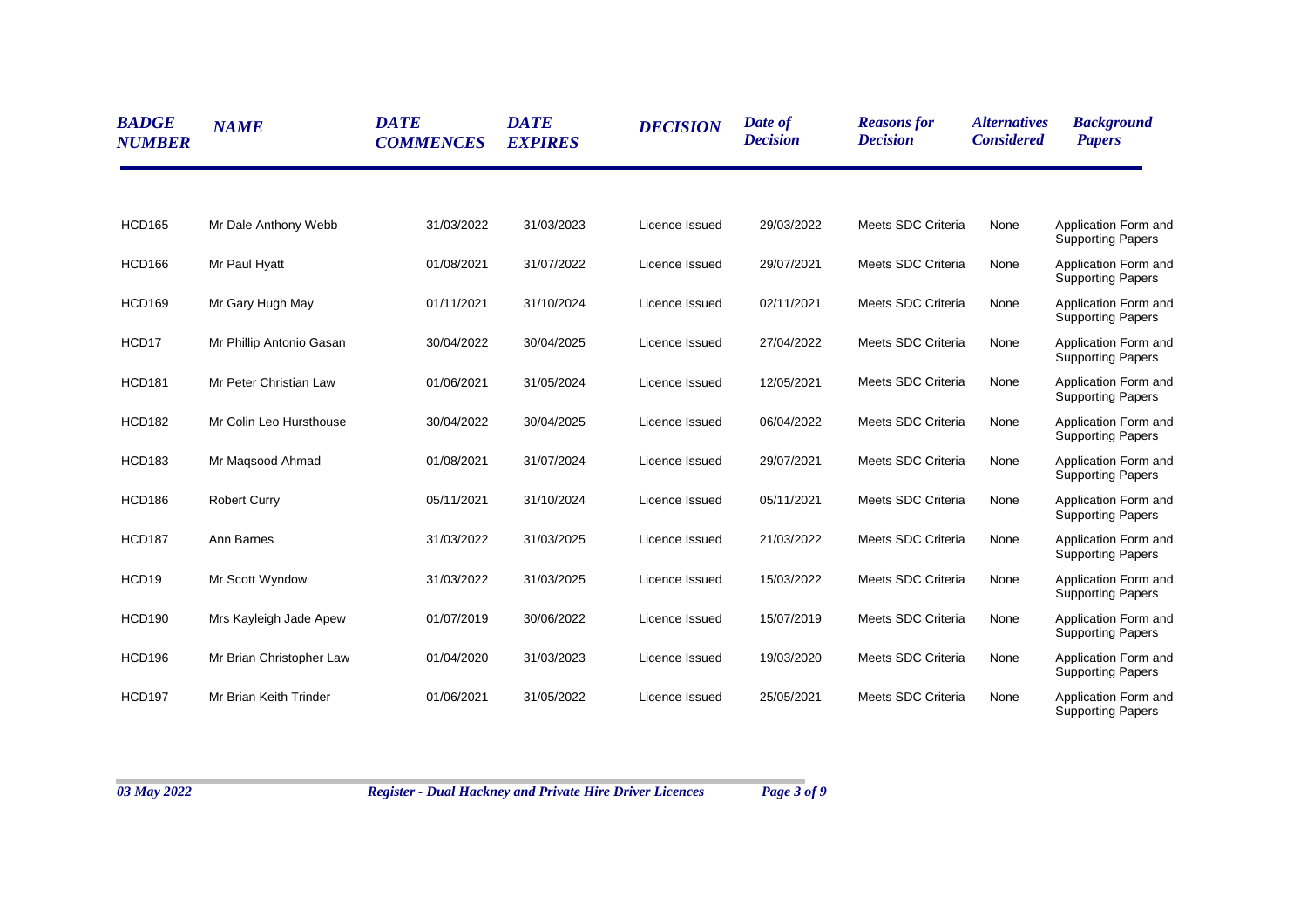| *BADGE NUMBER* | *NAME* | *DATE COMMENCES* | *DATE EXPIRES* | *DECISION* | *Date of Decision* | *Reasons for Decision* | *Alternatives Considered* | *Background Papers* |
|---|---|---|---|---|---|---|---|---|
| HCD165 | Mr Dale Anthony Webb | 31/03/2022 | 31/03/2023 | Licence Issued | 29/03/2022 | Meets SDC Criteria | None | Application Form and Supporting Papers |
| HCD166 | Mr Paul Hyatt | 01/08/2021 | 31/07/2022 | Licence Issued | 29/07/2021 | Meets SDC Criteria | None | Application Form and Supporting Papers |
| HCD169 | Mr Gary Hugh May | 01/11/2021 | 31/10/2024 | Licence Issued | 02/11/2021 | Meets SDC Criteria | None | Application Form and Supporting Papers |
| HCD17 | Mr Phillip Antonio Gasan | 30/04/2022 | 30/04/2025 | Licence Issued | 27/04/2022 | Meets SDC Criteria | None | Application Form and Supporting Papers |
| HCD181 | Mr Peter Christian Law | 01/06/2021 | 31/05/2024 | Licence Issued | 12/05/2021 | Meets SDC Criteria | None | Application Form and Supporting Papers |
| HCD182 | Mr Colin Leo Hursthouse | 30/04/2022 | 30/04/2025 | Licence Issued | 06/04/2022 | Meets SDC Criteria | None | Application Form and Supporting Papers |
| HCD183 | Mr Maqsood Ahmad | 01/08/2021 | 31/07/2024 | Licence Issued | 29/07/2021 | Meets SDC Criteria | None | Application Form and Supporting Papers |
| HCD186 | Robert Curry | 05/11/2021 | 31/10/2024 | Licence Issued | 05/11/2021 | Meets SDC Criteria | None | Application Form and Supporting Papers |
| HCD187 | Ann Barnes | 31/03/2022 | 31/03/2025 | Licence Issued | 21/03/2022 | Meets SDC Criteria | None | Application Form and Supporting Papers |
| HCD19 | Mr Scott Wyndow | 31/03/2022 | 31/03/2025 | Licence Issued | 15/03/2022 | Meets SDC Criteria | None | Application Form and Supporting Papers |
| HCD190 | Mrs Kayleigh Jade Apew | 01/07/2019 | 30/06/2022 | Licence Issued | 15/07/2019 | Meets SDC Criteria | None | Application Form and Supporting Papers |
| HCD196 | Mr Brian Christopher Law | 01/04/2020 | 31/03/2023 | Licence Issued | 19/03/2020 | Meets SDC Criteria | None | Application Form and Supporting Papers |
| HCD197 | Mr Brian Keith Trinder | 01/06/2021 | 31/05/2022 | Licence Issued | 25/05/2021 | Meets SDC Criteria | None | Application Form and Supporting Papers |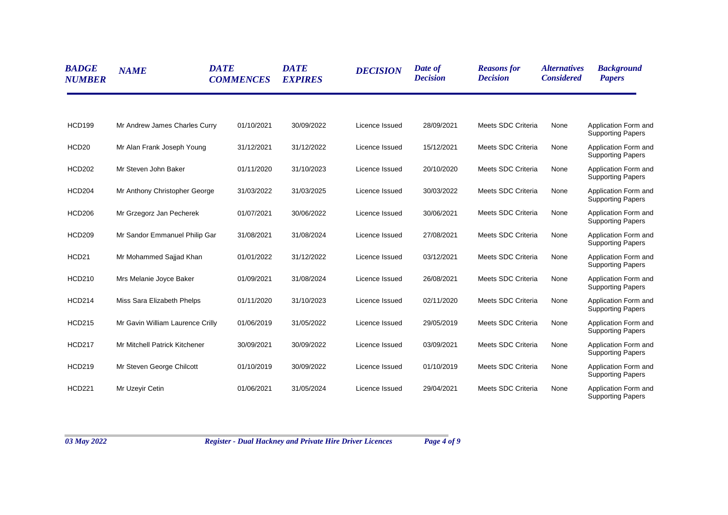| BADGE NUMBER | NAME | DATE COMMENCES | DATE EXPIRES | DECISION | Date of Decision | Reasons for Decision | Alternatives Considered | Background Papers |
|---|---|---|---|---|---|---|---|---|
| HCD199 | Mr Andrew James Charles Curry | 01/10/2021 | 30/09/2022 | Licence Issued | 28/09/2021 | Meets SDC Criteria | None | Application Form and Supporting Papers |
| HCD20 | Mr Alan Frank Joseph Young | 31/12/2021 | 31/12/2022 | Licence Issued | 15/12/2021 | Meets SDC Criteria | None | Application Form and Supporting Papers |
| HCD202 | Mr Steven John Baker | 01/11/2020 | 31/10/2023 | Licence Issued | 20/10/2020 | Meets SDC Criteria | None | Application Form and Supporting Papers |
| HCD204 | Mr Anthony Christopher George | 31/03/2022 | 31/03/2025 | Licence Issued | 30/03/2022 | Meets SDC Criteria | None | Application Form and Supporting Papers |
| HCD206 | Mr Grzegorz Jan Pecherek | 01/07/2021 | 30/06/2022 | Licence Issued | 30/06/2021 | Meets SDC Criteria | None | Application Form and Supporting Papers |
| HCD209 | Mr Sandor Emmanuel Philip Gar | 31/08/2021 | 31/08/2024 | Licence Issued | 27/08/2021 | Meets SDC Criteria | None | Application Form and Supporting Papers |
| HCD21 | Mr Mohammed Sajjad Khan | 01/01/2022 | 31/12/2022 | Licence Issued | 03/12/2021 | Meets SDC Criteria | None | Application Form and Supporting Papers |
| HCD210 | Mrs Melanie Joyce Baker | 01/09/2021 | 31/08/2024 | Licence Issued | 26/08/2021 | Meets SDC Criteria | None | Application Form and Supporting Papers |
| HCD214 | Miss Sara Elizabeth Phelps | 01/11/2020 | 31/10/2023 | Licence Issued | 02/11/2020 | Meets SDC Criteria | None | Application Form and Supporting Papers |
| HCD215 | Mr Gavin William Laurence Crilly | 01/06/2019 | 31/05/2022 | Licence Issued | 29/05/2019 | Meets SDC Criteria | None | Application Form and Supporting Papers |
| HCD217 | Mr Mitchell Patrick Kitchener | 30/09/2021 | 30/09/2022 | Licence Issued | 03/09/2021 | Meets SDC Criteria | None | Application Form and Supporting Papers |
| HCD219 | Mr Steven George Chilcott | 01/10/2019 | 30/09/2022 | Licence Issued | 01/10/2019 | Meets SDC Criteria | None | Application Form and Supporting Papers |
| HCD221 | Mr Uzeyir Cetin | 01/06/2021 | 31/05/2024 | Licence Issued | 29/04/2021 | Meets SDC Criteria | None | Application Form and Supporting Papers |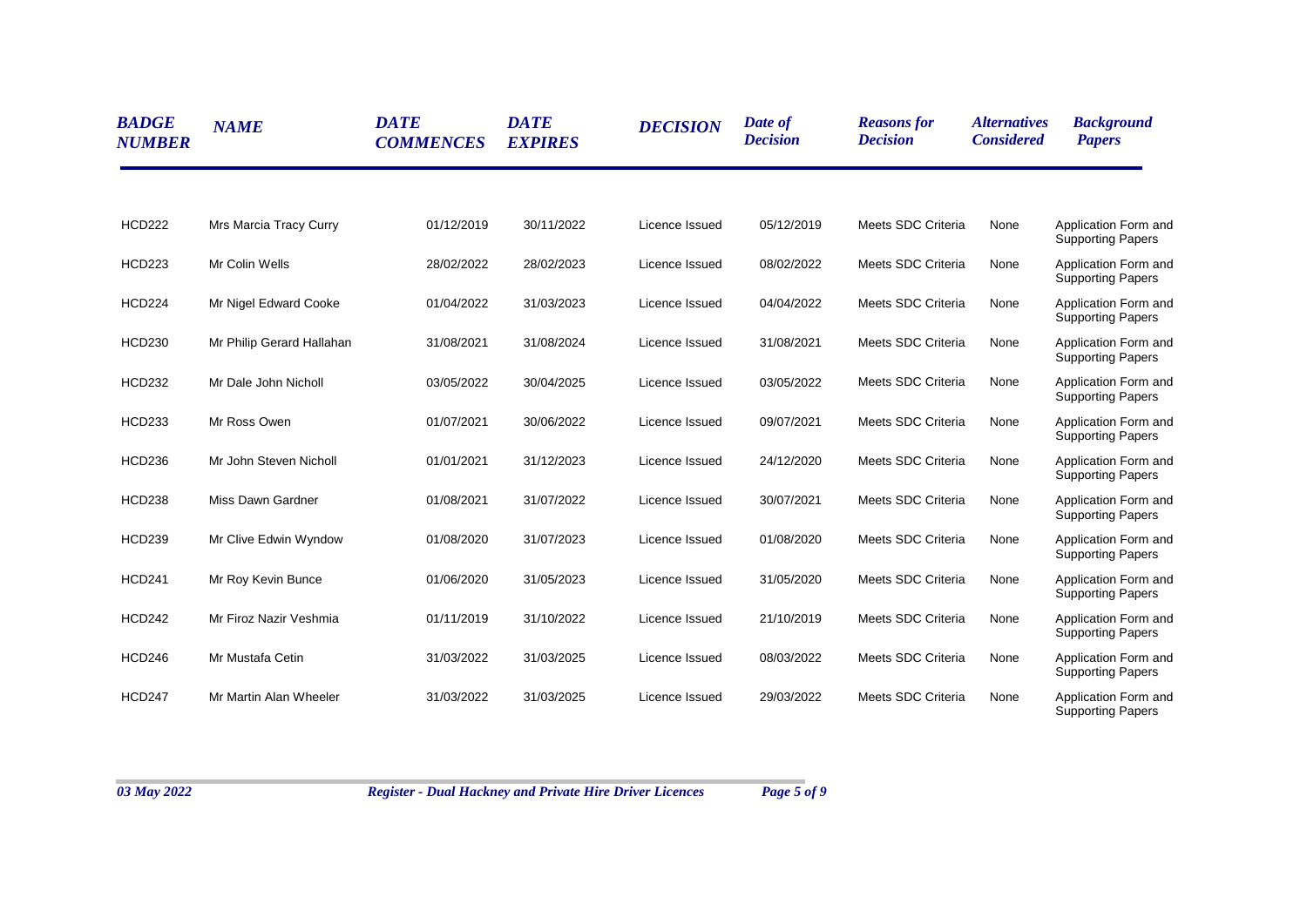| BADGE NUMBER | NAME | DATE COMMENCES | DATE EXPIRES | DECISION | Date of Decision | Reasons for Decision | Alternatives Considered | Background Papers |
|---|---|---|---|---|---|---|---|---|
| HCD222 | Mrs Marcia Tracy Curry | 01/12/2019 | 30/11/2022 | Licence Issued | 05/12/2019 | Meets SDC Criteria | None | Application Form and Supporting Papers |
| HCD223 | Mr Colin Wells | 28/02/2022 | 28/02/2023 | Licence Issued | 08/02/2022 | Meets SDC Criteria | None | Application Form and Supporting Papers |
| HCD224 | Mr Nigel Edward Cooke | 01/04/2022 | 31/03/2023 | Licence Issued | 04/04/2022 | Meets SDC Criteria | None | Application Form and Supporting Papers |
| HCD230 | Mr Philip Gerard Hallahan | 31/08/2021 | 31/08/2024 | Licence Issued | 31/08/2021 | Meets SDC Criteria | None | Application Form and Supporting Papers |
| HCD232 | Mr Dale John Nicholl | 03/05/2022 | 30/04/2025 | Licence Issued | 03/05/2022 | Meets SDC Criteria | None | Application Form and Supporting Papers |
| HCD233 | Mr Ross Owen | 01/07/2021 | 30/06/2022 | Licence Issued | 09/07/2021 | Meets SDC Criteria | None | Application Form and Supporting Papers |
| HCD236 | Mr John Steven Nicholl | 01/01/2021 | 31/12/2023 | Licence Issued | 24/12/2020 | Meets SDC Criteria | None | Application Form and Supporting Papers |
| HCD238 | Miss Dawn Gardner | 01/08/2021 | 31/07/2022 | Licence Issued | 30/07/2021 | Meets SDC Criteria | None | Application Form and Supporting Papers |
| HCD239 | Mr Clive Edwin Wyndow | 01/08/2020 | 31/07/2023 | Licence Issued | 01/08/2020 | Meets SDC Criteria | None | Application Form and Supporting Papers |
| HCD241 | Mr Roy Kevin Bunce | 01/06/2020 | 31/05/2023 | Licence Issued | 31/05/2020 | Meets SDC Criteria | None | Application Form and Supporting Papers |
| HCD242 | Mr Firoz Nazir Veshmia | 01/11/2019 | 31/10/2022 | Licence Issued | 21/10/2019 | Meets SDC Criteria | None | Application Form and Supporting Papers |
| HCD246 | Mr Mustafa Cetin | 31/03/2022 | 31/03/2025 | Licence Issued | 08/03/2022 | Meets SDC Criteria | None | Application Form and Supporting Papers |
| HCD247 | Mr Martin Alan Wheeler | 31/03/2022 | 31/03/2025 | Licence Issued | 29/03/2022 | Meets SDC Criteria | None | Application Form and Supporting Papers |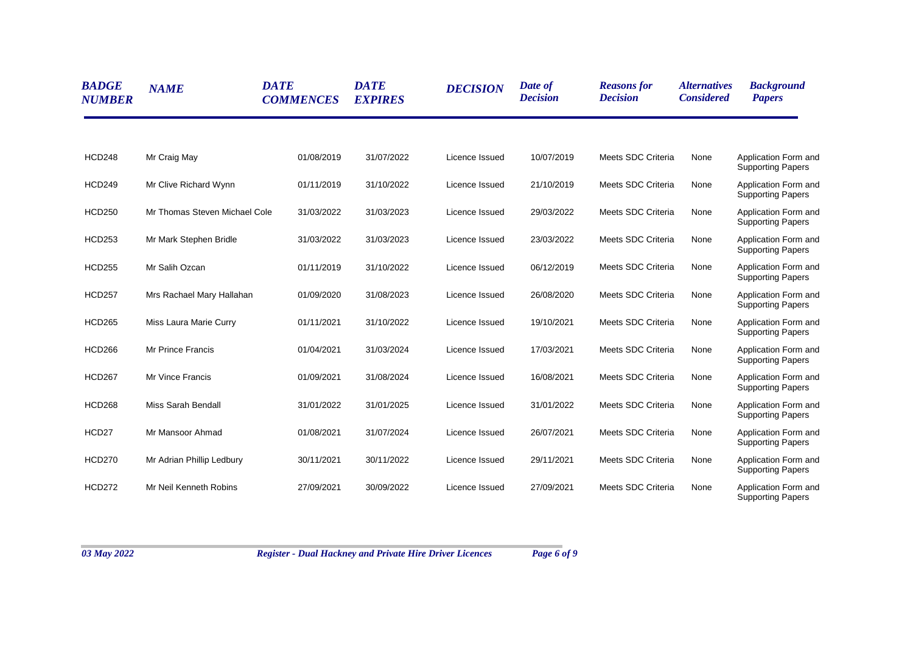| BADGE NUMBER | NAME | DATE COMMENCES | DATE EXPIRES | DECISION | Date of Decision | Reasons for Decision | Alternatives Considered | Background Papers |
|---|---|---|---|---|---|---|---|---|
| HCD248 | Mr Craig May | 01/08/2019 | 31/07/2022 | Licence Issued | 10/07/2019 | Meets SDC Criteria | None | Application Form and Supporting Papers |
| HCD249 | Mr Clive Richard Wynn | 01/11/2019 | 31/10/2022 | Licence Issued | 21/10/2019 | Meets SDC Criteria | None | Application Form and Supporting Papers |
| HCD250 | Mr Thomas Steven Michael Cole | 31/03/2022 | 31/03/2023 | Licence Issued | 29/03/2022 | Meets SDC Criteria | None | Application Form and Supporting Papers |
| HCD253 | Mr Mark Stephen Bridle | 31/03/2022 | 31/03/2023 | Licence Issued | 23/03/2022 | Meets SDC Criteria | None | Application Form and Supporting Papers |
| HCD255 | Mr Salih Ozcan | 01/11/2019 | 31/10/2022 | Licence Issued | 06/12/2019 | Meets SDC Criteria | None | Application Form and Supporting Papers |
| HCD257 | Mrs Rachael Mary Hallahan | 01/09/2020 | 31/08/2023 | Licence Issued | 26/08/2020 | Meets SDC Criteria | None | Application Form and Supporting Papers |
| HCD265 | Miss Laura Marie Curry | 01/11/2021 | 31/10/2022 | Licence Issued | 19/10/2021 | Meets SDC Criteria | None | Application Form and Supporting Papers |
| HCD266 | Mr Prince Francis | 01/04/2021 | 31/03/2024 | Licence Issued | 17/03/2021 | Meets SDC Criteria | None | Application Form and Supporting Papers |
| HCD267 | Mr Vince Francis | 01/09/2021 | 31/08/2024 | Licence Issued | 16/08/2021 | Meets SDC Criteria | None | Application Form and Supporting Papers |
| HCD268 | Miss Sarah Bendall | 31/01/2022 | 31/01/2025 | Licence Issued | 31/01/2022 | Meets SDC Criteria | None | Application Form and Supporting Papers |
| HCD27 | Mr Mansoor Ahmad | 01/08/2021 | 31/07/2024 | Licence Issued | 26/07/2021 | Meets SDC Criteria | None | Application Form and Supporting Papers |
| HCD270 | Mr Adrian Phillip Ledbury | 30/11/2021 | 30/11/2022 | Licence Issued | 29/11/2021 | Meets SDC Criteria | None | Application Form and Supporting Papers |
| HCD272 | Mr Neil Kenneth Robins | 27/09/2021 | 30/09/2022 | Licence Issued | 27/09/2021 | Meets SDC Criteria | None | Application Form and Supporting Papers |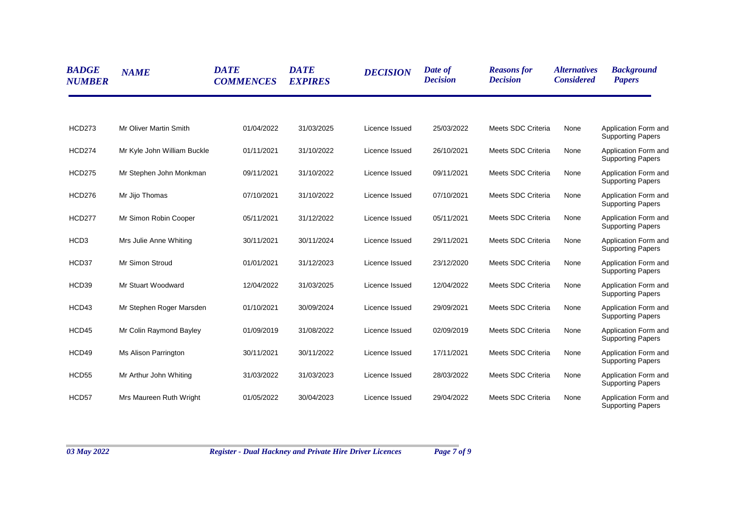| BADGE NUMBER | NAME | DATE COMMENCES | DATE EXPIRES | DECISION | Date of Decision | Reasons for Decision | Alternatives Considered | Background Papers |
|---|---|---|---|---|---|---|---|---|
| HCD273 | Mr Oliver Martin Smith | 01/04/2022 | 31/03/2025 | Licence Issued | 25/03/2022 | Meets SDC Criteria | None | Application Form and Supporting Papers |
| HCD274 | Mr Kyle John William Buckle | 01/11/2021 | 31/10/2022 | Licence Issued | 26/10/2021 | Meets SDC Criteria | None | Application Form and Supporting Papers |
| HCD275 | Mr Stephen John Monkman | 09/11/2021 | 31/10/2022 | Licence Issued | 09/11/2021 | Meets SDC Criteria | None | Application Form and Supporting Papers |
| HCD276 | Mr Jijo Thomas | 07/10/2021 | 31/10/2022 | Licence Issued | 07/10/2021 | Meets SDC Criteria | None | Application Form and Supporting Papers |
| HCD277 | Mr Simon Robin Cooper | 05/11/2021 | 31/12/2022 | Licence Issued | 05/11/2021 | Meets SDC Criteria | None | Application Form and Supporting Papers |
| HCD3 | Mrs Julie Anne Whiting | 30/11/2021 | 30/11/2024 | Licence Issued | 29/11/2021 | Meets SDC Criteria | None | Application Form and Supporting Papers |
| HCD37 | Mr Simon Stroud | 01/01/2021 | 31/12/2023 | Licence Issued | 23/12/2020 | Meets SDC Criteria | None | Application Form and Supporting Papers |
| HCD39 | Mr Stuart Woodward | 12/04/2022 | 31/03/2025 | Licence Issued | 12/04/2022 | Meets SDC Criteria | None | Application Form and Supporting Papers |
| HCD43 | Mr Stephen Roger Marsden | 01/10/2021 | 30/09/2024 | Licence Issued | 29/09/2021 | Meets SDC Criteria | None | Application Form and Supporting Papers |
| HCD45 | Mr Colin Raymond Bayley | 01/09/2019 | 31/08/2022 | Licence Issued | 02/09/2019 | Meets SDC Criteria | None | Application Form and Supporting Papers |
| HCD49 | Ms Alison Parrington | 30/11/2021 | 30/11/2022 | Licence Issued | 17/11/2021 | Meets SDC Criteria | None | Application Form and Supporting Papers |
| HCD55 | Mr Arthur John Whiting | 31/03/2022 | 31/03/2023 | Licence Issued | 28/03/2022 | Meets SDC Criteria | None | Application Form and Supporting Papers |
| HCD57 | Mrs Maureen Ruth Wright | 01/05/2022 | 30/04/2023 | Licence Issued | 29/04/2022 | Meets SDC Criteria | None | Application Form and Supporting Papers |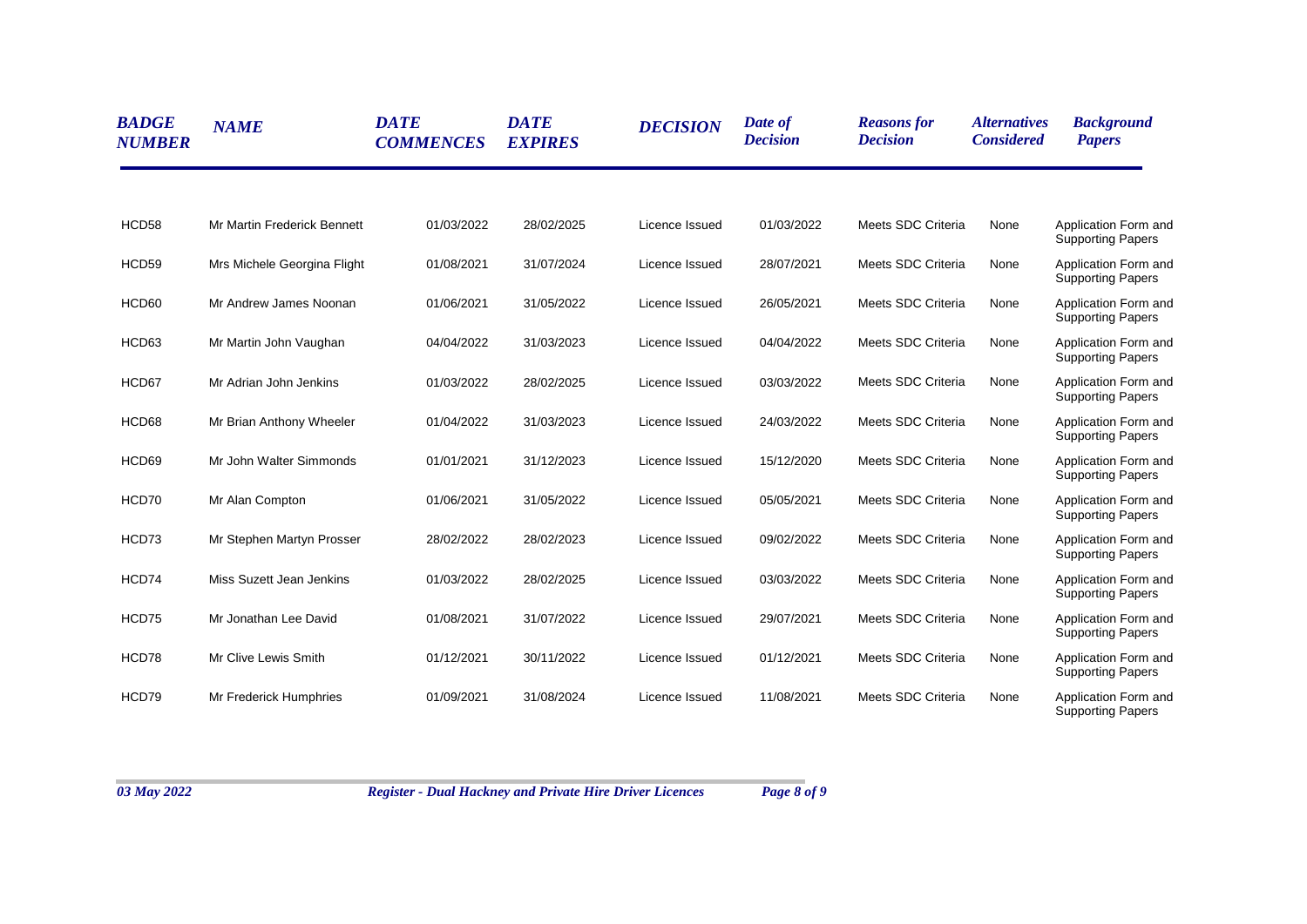| *BADGE NUMBER* | *NAME* | *DATE COMMENCES* | *DATE EXPIRES* | *DECISION* | *Date of Decision* | *Reasons for Decision* | *Alternatives Considered* | *Background Papers* |
|---|---|---|---|---|---|---|---|---|
| HCD58 | Mr Martin Frederick Bennett | 01/03/2022 | 28/02/2025 | Licence Issued | 01/03/2022 | Meets SDC Criteria | None | Application Form and Supporting Papers |
| HCD59 | Mrs Michele Georgina Flight | 01/08/2021 | 31/07/2024 | Licence Issued | 28/07/2021 | Meets SDC Criteria | None | Application Form and Supporting Papers |
| HCD60 | Mr Andrew James Noonan | 01/06/2021 | 31/05/2022 | Licence Issued | 26/05/2021 | Meets SDC Criteria | None | Application Form and Supporting Papers |
| HCD63 | Mr Martin John Vaughan | 04/04/2022 | 31/03/2023 | Licence Issued | 04/04/2022 | Meets SDC Criteria | None | Application Form and Supporting Papers |
| HCD67 | Mr Adrian John Jenkins | 01/03/2022 | 28/02/2025 | Licence Issued | 03/03/2022 | Meets SDC Criteria | None | Application Form and Supporting Papers |
| HCD68 | Mr Brian Anthony Wheeler | 01/04/2022 | 31/03/2023 | Licence Issued | 24/03/2022 | Meets SDC Criteria | None | Application Form and Supporting Papers |
| HCD69 | Mr John Walter Simmonds | 01/01/2021 | 31/12/2023 | Licence Issued | 15/12/2020 | Meets SDC Criteria | None | Application Form and Supporting Papers |
| HCD70 | Mr Alan Compton | 01/06/2021 | 31/05/2022 | Licence Issued | 05/05/2021 | Meets SDC Criteria | None | Application Form and Supporting Papers |
| HCD73 | Mr Stephen Martyn Prosser | 28/02/2022 | 28/02/2023 | Licence Issued | 09/02/2022 | Meets SDC Criteria | None | Application Form and Supporting Papers |
| HCD74 | Miss Suzett Jean Jenkins | 01/03/2022 | 28/02/2025 | Licence Issued | 03/03/2022 | Meets SDC Criteria | None | Application Form and Supporting Papers |
| HCD75 | Mr Jonathan Lee David | 01/08/2021 | 31/07/2022 | Licence Issued | 29/07/2021 | Meets SDC Criteria | None | Application Form and Supporting Papers |
| HCD78 | Mr Clive Lewis Smith | 01/12/2021 | 30/11/2022 | Licence Issued | 01/12/2021 | Meets SDC Criteria | None | Application Form and Supporting Papers |
| HCD79 | Mr Frederick Humphries | 01/09/2021 | 31/08/2024 | Licence Issued | 11/08/2021 | Meets SDC Criteria | None | Application Form and Supporting Papers |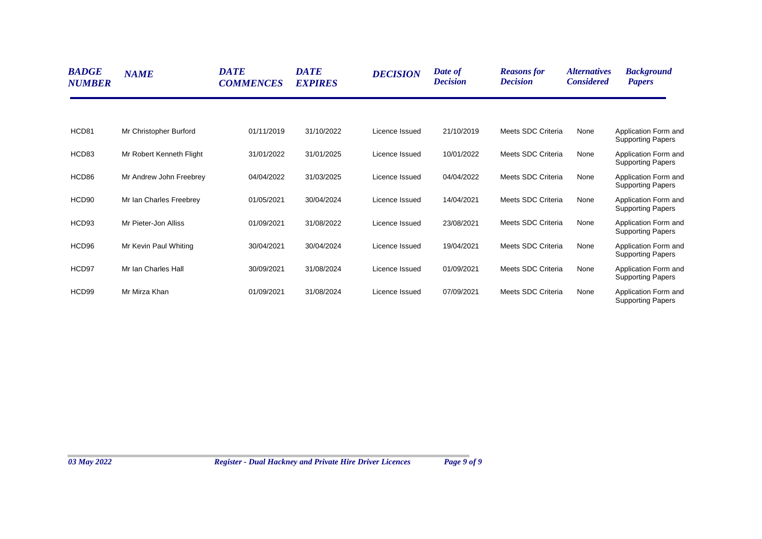| *BADGE NUMBER* | *NAME* | *DATE COMMENCES* | *DATE EXPIRES* | *DECISION* | *Date of Decision* | *Reasons for Decision* | *Alternatives Considered* | *Background Papers* |
|---|---|---|---|---|---|---|---|---|
| HCD81 | Mr Christopher Burford | 01/11/2019 | 31/10/2022 | Licence Issued | 21/10/2019 | Meets SDC Criteria | None | Application Form and Supporting Papers |
| HCD83 | Mr Robert Kenneth Flight | 31/01/2022 | 31/01/2025 | Licence Issued | 10/01/2022 | Meets SDC Criteria | None | Application Form and Supporting Papers |
| HCD86 | Mr Andrew John Freebrey | 04/04/2022 | 31/03/2025 | Licence Issued | 04/04/2022 | Meets SDC Criteria | None | Application Form and Supporting Papers |
| HCD90 | Mr Ian Charles Freebrey | 01/05/2021 | 30/04/2024 | Licence Issued | 14/04/2021 | Meets SDC Criteria | None | Application Form and Supporting Papers |
| HCD93 | Mr Pieter-Jon Alliss | 01/09/2021 | 31/08/2022 | Licence Issued | 23/08/2021 | Meets SDC Criteria | None | Application Form and Supporting Papers |
| HCD96 | Mr Kevin Paul Whiting | 30/04/2021 | 30/04/2024 | Licence Issued | 19/04/2021 | Meets SDC Criteria | None | Application Form and Supporting Papers |
| HCD97 | Mr Ian Charles Hall | 30/09/2021 | 31/08/2024 | Licence Issued | 01/09/2021 | Meets SDC Criteria | None | Application Form and Supporting Papers |
| HCD99 | Mr Mirza Khan | 01/09/2021 | 31/08/2024 | Licence Issued | 07/09/2021 | Meets SDC Criteria | None | Application Form and Supporting Papers |